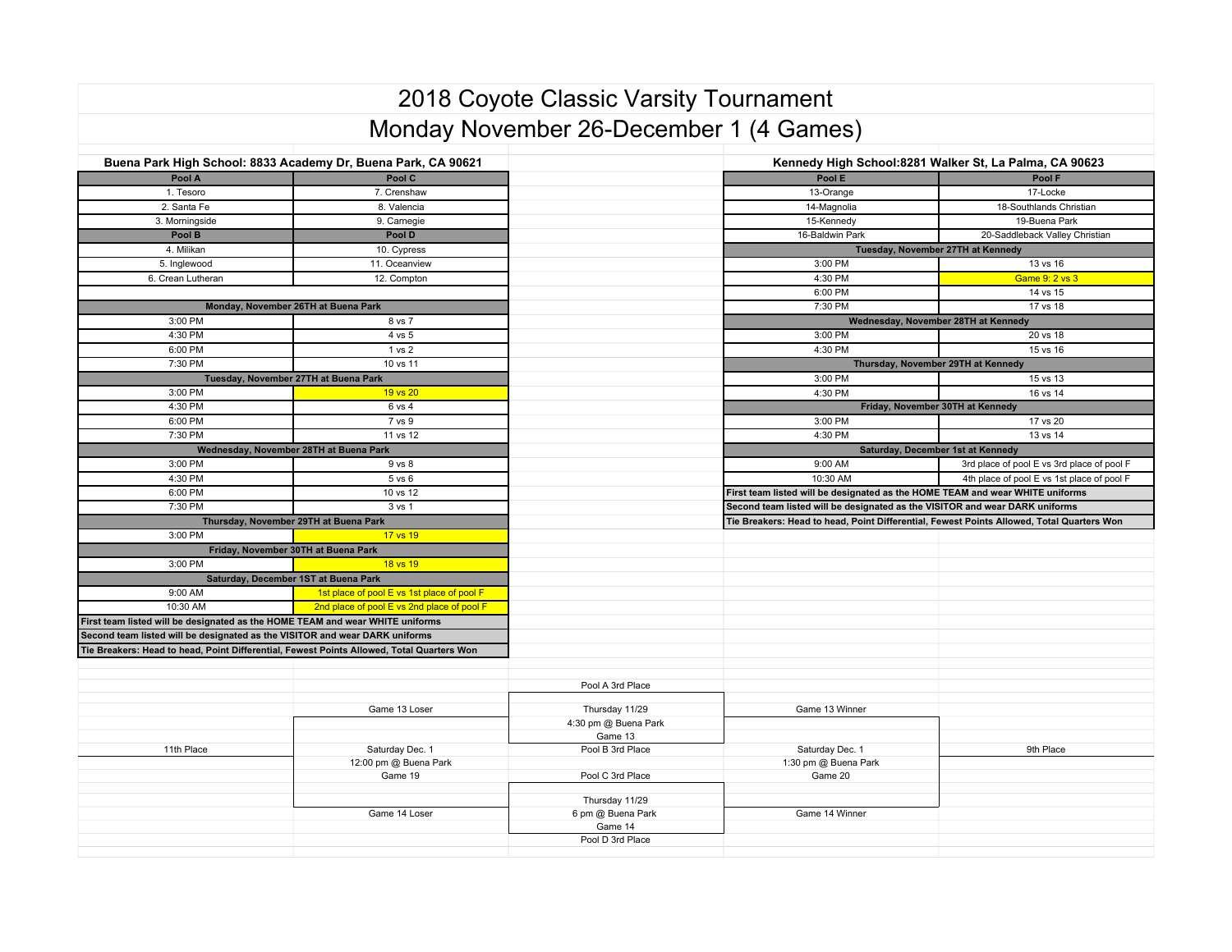# 2018 Coyote Classic Varsity Tournament

# Monday November 26-December 1 (4 Games)

## Buena Park High School: 8833 Academy Dr, Buena Park, CA 90621

| Pool A | Pool C |
|---|---|
| 1. Tesoro | 7. Crenshaw |
| 2. Santa Fe | 8. Valencia |
| 3. Morningside | 9. Carnegie |
| **Pool B** | **Pool D** |
| 4. Milikan | 10. Cypress |
| 5. Inglewood | 11. Oceanview |
| 6. Crean Lutheran | 12. Compton |
| | |
| **Monday, November 26TH at Buena Park** | |
| 3:00 PM | 8 vs 7 |
| 4:30 PM | 4 vs 5 |
| 6:00 PM | 1 vs 2 |
| 7:30 PM | 10 vs 11 |
| **Tuesday, November 27TH at Buena Park** | |
| 3:00 PM | 19 vs 20 |
| 4:30 PM | 6 vs 4 |
| 6:00 PM | 7 vs 9 |
| 7:30 PM | 11 vs 12 |
| **Wednesday, November 28TH at Buena Park** | |
| 3:00 PM | 9 vs 8 |
| 4:30 PM | 5 vs 6 |
| 6:00 PM | 10 vs 12 |
| 7:30 PM | 3 vs 1 |
| **Thursday, November 29TH at Buena Park** | |
| 3:00 PM | 17 vs 19 |
| **Friday, November 30TH at Buena Park** | |
| 3:00 PM | 18 vs 19 |
| **Saturday, December 1ST at Buena Park** | |
| 9:00 AM | 1st place of pool E vs 1st place of pool F |
| 10:30 AM | 2nd place of pool E vs 2nd place of pool F |

**First team listed will be designated as the HOME TEAM and wear WHITE uniforms**

**Second team listed will be designated as the VISITOR and wear DARK uniforms**

**Tie Breakers: Head to head, Point Differential, Fewest Points Allowed, Total Quarters Won**

## Kennedy High School:8281 Walker St, La Palma, CA 90623

| Pool E | Pool F |
|---|---|
| 13-Orange | 17-Locke |
| 14-Magnolia | 18-Southlands Christian |
| 15-Kennedy | 19-Buena Park |
| 16-Baldwin Park | 20-Saddleback Valley Christian |
| **Tuesday, November 27TH at Kennedy** | |
| 3:00 PM | 13 vs 16 |
| 4:30 PM | Game 9: 2 vs 3 |
| 6:00 PM | 14 vs 15 |
| 7:30 PM | 17 vs 18 |
| **Wednesday, November 28TH at Kennedy** | |
| 3:00 PM | 20 vs 18 |
| 4:30 PM | 15 vs 16 |
| **Thursday, November 29TH at Kennedy** | |
| 3:00 PM | 15 vs 13 |
| 4:30 PM | 16 vs 14 |
| **Friday, November 30TH at Kennedy** | |
| 3:00 PM | 17 vs 20 |
| 4:30 PM | 13 vs 14 |
| **Saturday, December 1st at Kennedy** | |
| 9:00 AM | 3rd place of pool E vs 3rd place of pool F |
| 10:30 AM | 4th place of pool E vs 1st place of pool F |

**First team listed will be designated as the HOME TEAM and wear WHITE uniforms**

**Second team listed will be designated as the VISITOR and wear DARK uniforms**

**Tie Breakers: Head to head, Point Differential, Fewest Points Allowed, Total Quarters Won**

## Bracket

**Game 13** – Thursday 11/29, 4:30 pm @ Buena Park: Pool A 3rd Place vs Pool B 3rd Place

**Game 14** – Thursday 11/29, 6 pm @ Buena Park: Pool C 3rd Place vs Pool D 3rd Place

**Game 19** (11th Place) – Saturday Dec. 1, 12:00 pm @ Buena Park: Game 13 Loser vs Game 14 Loser

**Game 20** (9th Place) – Saturday Dec. 1, 1:30 pm @ Buena Park: Game 13 Winner vs Game 14 Winner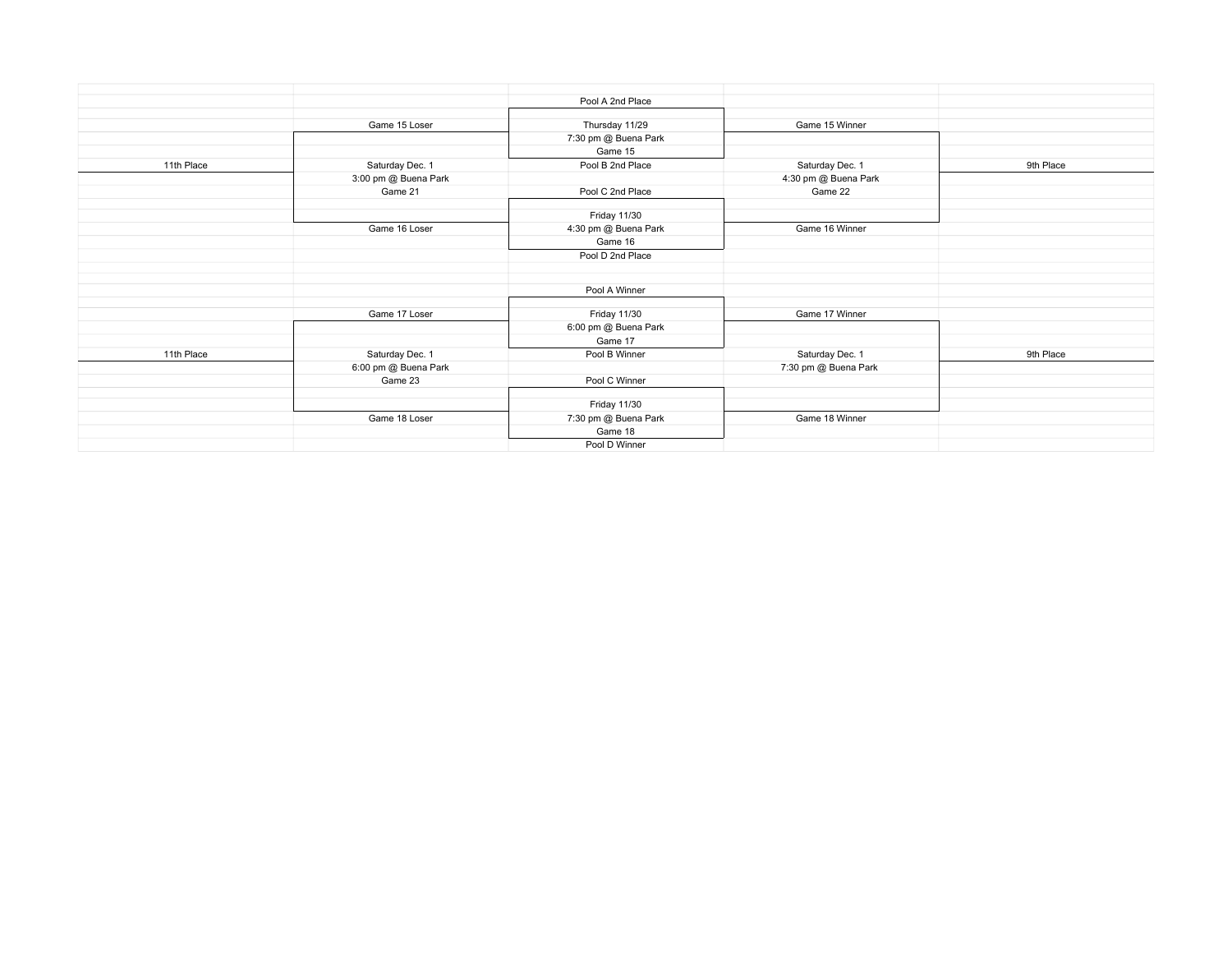Pool A 2nd Place

Game 15 Loser

Thursday 11/29
7:30 pm @ Buena Park
Game 15

Game 15 Winner

11th Place

Saturday Dec. 1
3:00 pm @ Buena Park
Game 21

Pool B 2nd Place

Saturday Dec. 1
4:30 pm @ Buena Park
Game 22

9th Place

Pool C 2nd Place

Friday 11/30
4:30 pm @ Buena Park
Game 16

Game 16 Loser

Game 16 Winner

Pool D 2nd Place

Pool A Winner

Game 17 Loser

Friday 11/30
6:00 pm @ Buena Park
Game 17

Game 17 Winner

11th Place

Saturday Dec. 1
6:00 pm @ Buena Park
Game 23

Pool B Winner

Saturday Dec. 1
7:30 pm @ Buena Park

9th Place

Pool C Winner

Friday 11/30
7:30 pm @ Buena Park
Game 18

Game 18 Loser

Game 18 Winner

Pool D Winner